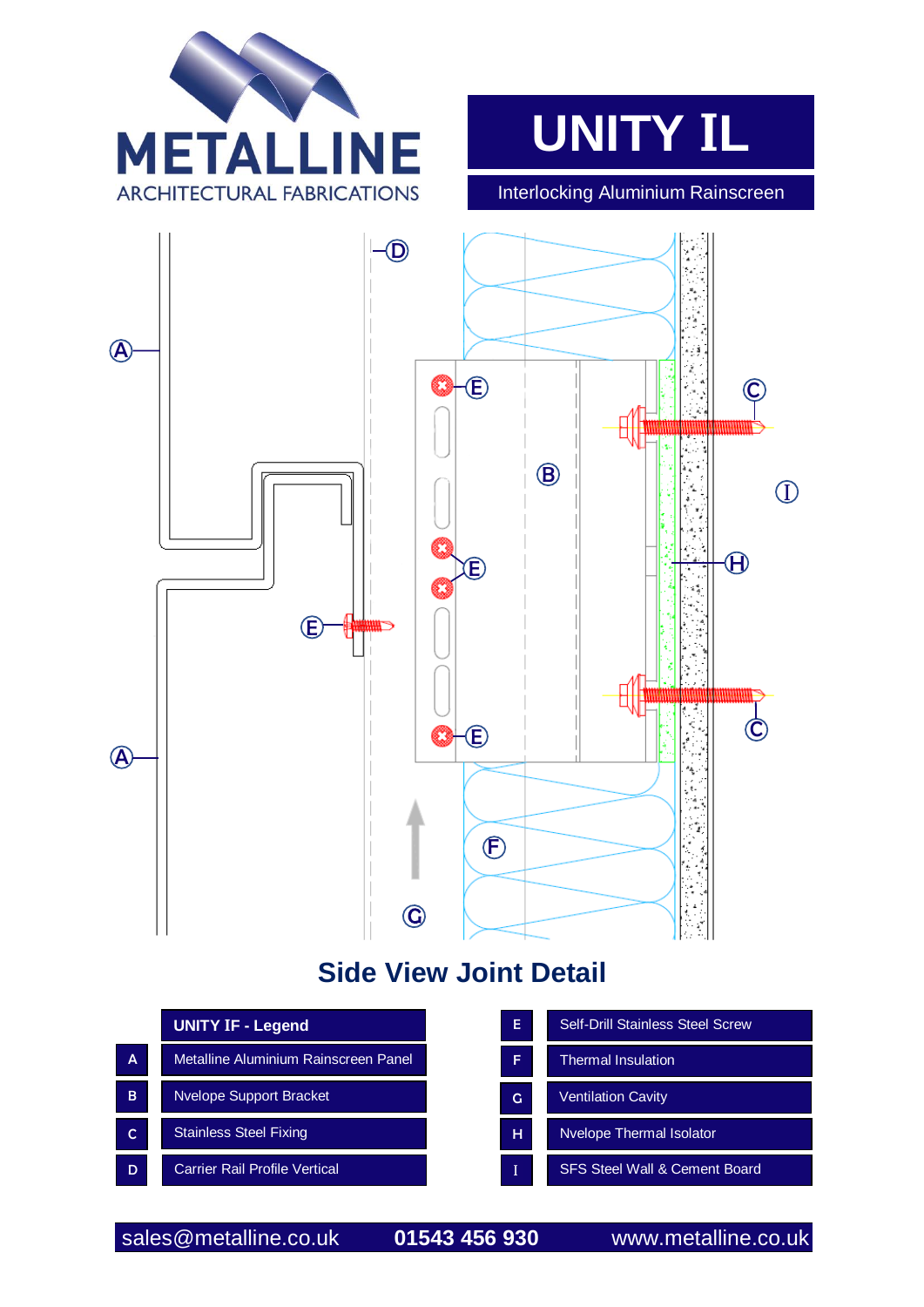METALLINE

ARCHITECTURAL FABRICATIONS

# UNITY IL

Interlocking Aluminium Rainscreen

## Side View Joint Detail

| | UNITY IF - Legend |
|---|---|
| A | Metalline Aluminium Rainscreen Panel |
| B | Nvelope Support Bracket |
| C | Stainless Steel Fixing |
| D | Carrier Rail Profile Vertical |
| E | Self-Drill Stainless Steel Screw |
| F | Thermal Insulation |
| G | Ventilation Cavity |
| H | Nvelope Thermal Isolator |
| I | SFS Steel Wall & Cement Board |

sales@metalline.co.uk 01543 456 930 www.metalline.co.uk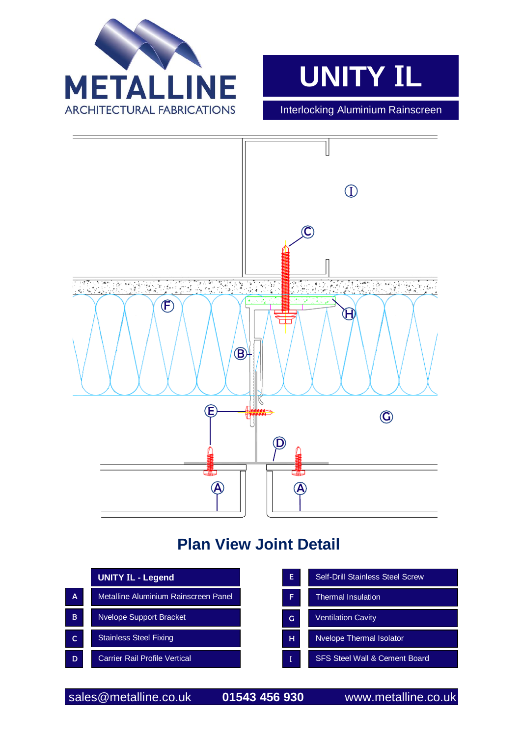METALLINE
ARCHITECTURAL FABRICATIONS

# UNITY IL

Interlocking Aluminium Rainscreen

## Plan View Joint Detail

| | UNITY IL - Legend |
|---|---|
| A | Metalline Aluminium Rainscreen Panel |
| B | Nvelope Support Bracket |
| C | Stainless Steel Fixing |
| D | Carrier Rail Profile Vertical |
| E | Self-Drill Stainless Steel Screw |
| F | Thermal Insulation |
| G | Ventilation Cavity |
| H | Nvelope Thermal Isolator |
| I | SFS Steel Wall & Cement Board |

sales@metalline.co.uk **01543 456 930** www.metalline.co.uk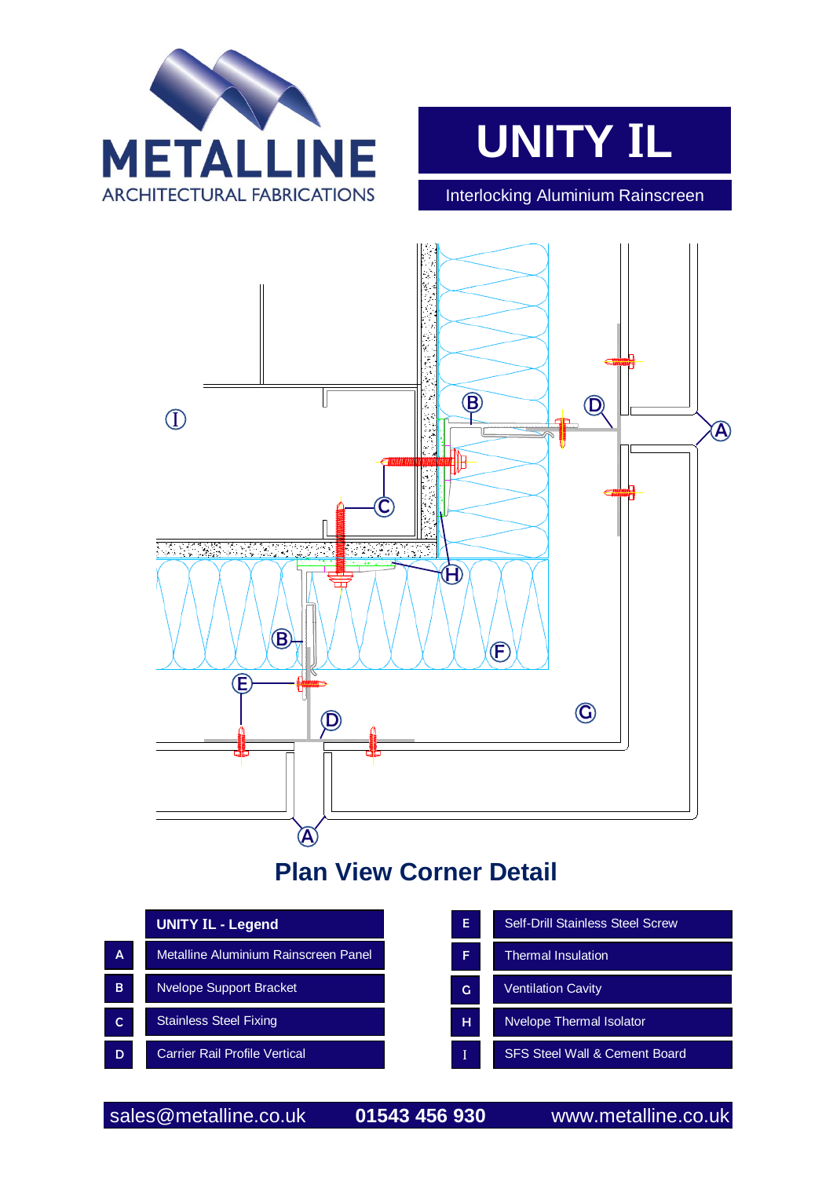**METALLINE**
ARCHITECTURAL FABRICATIONS

# UNITY IL

Interlocking Aluminium Rainscreen

I

B

D

A

C

H

B

F

E

G

D

A

## Plan View Corner Detail

| | UNITY IL - Legend |
|---|---|
| A | Metalline Aluminium Rainscreen Panel |
| B | Nvelope Support Bracket |
| C | Stainless Steel Fixing |
| D | Carrier Rail Profile Vertical |

| | |
|---|---|
| E | Self-Drill Stainless Steel Screw |
| F | Thermal Insulation |
| G | Ventilation Cavity |
| H | Nvelope Thermal Isolator |
| I | SFS Steel Wall & Cement Board |

sales@metalline.co.uk **01543 456 930** www.metalline.co.uk